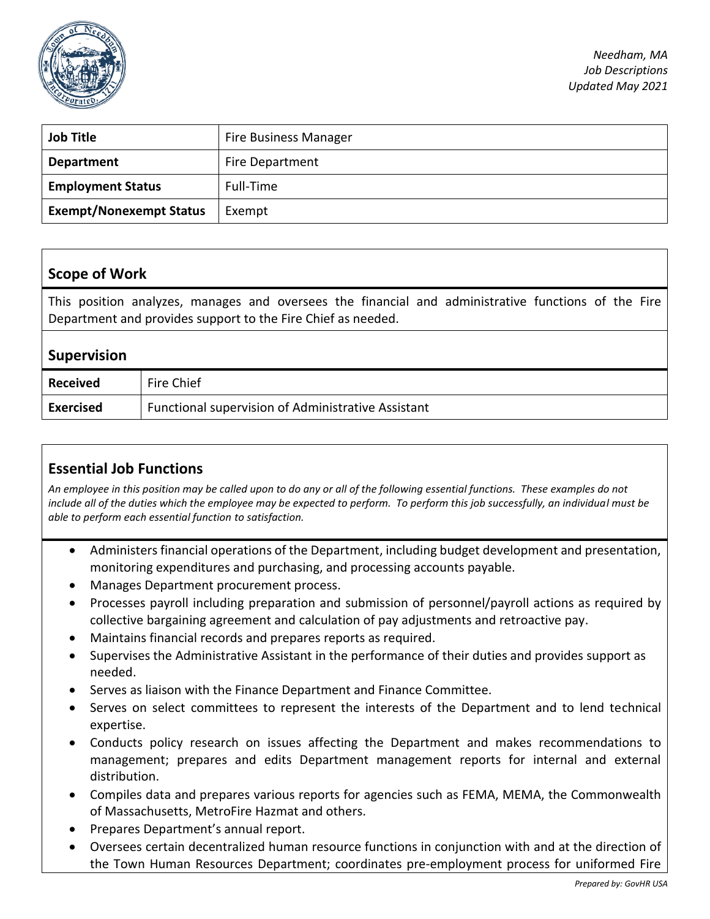| Job Title | Fire Business Manager |
|---|---|
| Department | Fire Department |
| Employment Status | Full-Time |
| Exempt/Nonexempt Status | Exempt |

## Scope of Work

This position analyzes, manages and oversees the financial and administrative functions of the Fire Department and provides support to the Fire Chief as needed.

## Supervision

| Received | Fire Chief |
|---|---|
| Exercised | Functional supervision of Administrative Assistant |

## Essential Job Functions

*An employee in this position may be called upon to do any or all of the following essential functions. These examples do not include all of the duties which the employee may be expected to perform. To perform this job successfully, an individual must be able to perform each essential function to satisfaction.*

- Administers financial operations of the Department, including budget development and presentation, monitoring expenditures and purchasing, and processing accounts payable.
- Manages Department procurement process.
- Processes payroll including preparation and submission of personnel/payroll actions as required by collective bargaining agreement and calculation of pay adjustments and retroactive pay.
- Maintains financial records and prepares reports as required.
- Supervises the Administrative Assistant in the performance of their duties and provides support as needed.
- Serves as liaison with the Finance Department and Finance Committee.
- Serves on select committees to represent the interests of the Department and to lend technical expertise.
- Conducts policy research on issues affecting the Department and makes recommendations to management; prepares and edits Department management reports for internal and external distribution.
- Compiles data and prepares various reports for agencies such as FEMA, MEMA, the Commonwealth of Massachusetts, MetroFire Hazmat and others.
- Prepares Department's annual report.
- Oversees certain decentralized human resource functions in conjunction with and at the direction of the Town Human Resources Department; coordinates pre-employment process for uniformed Fire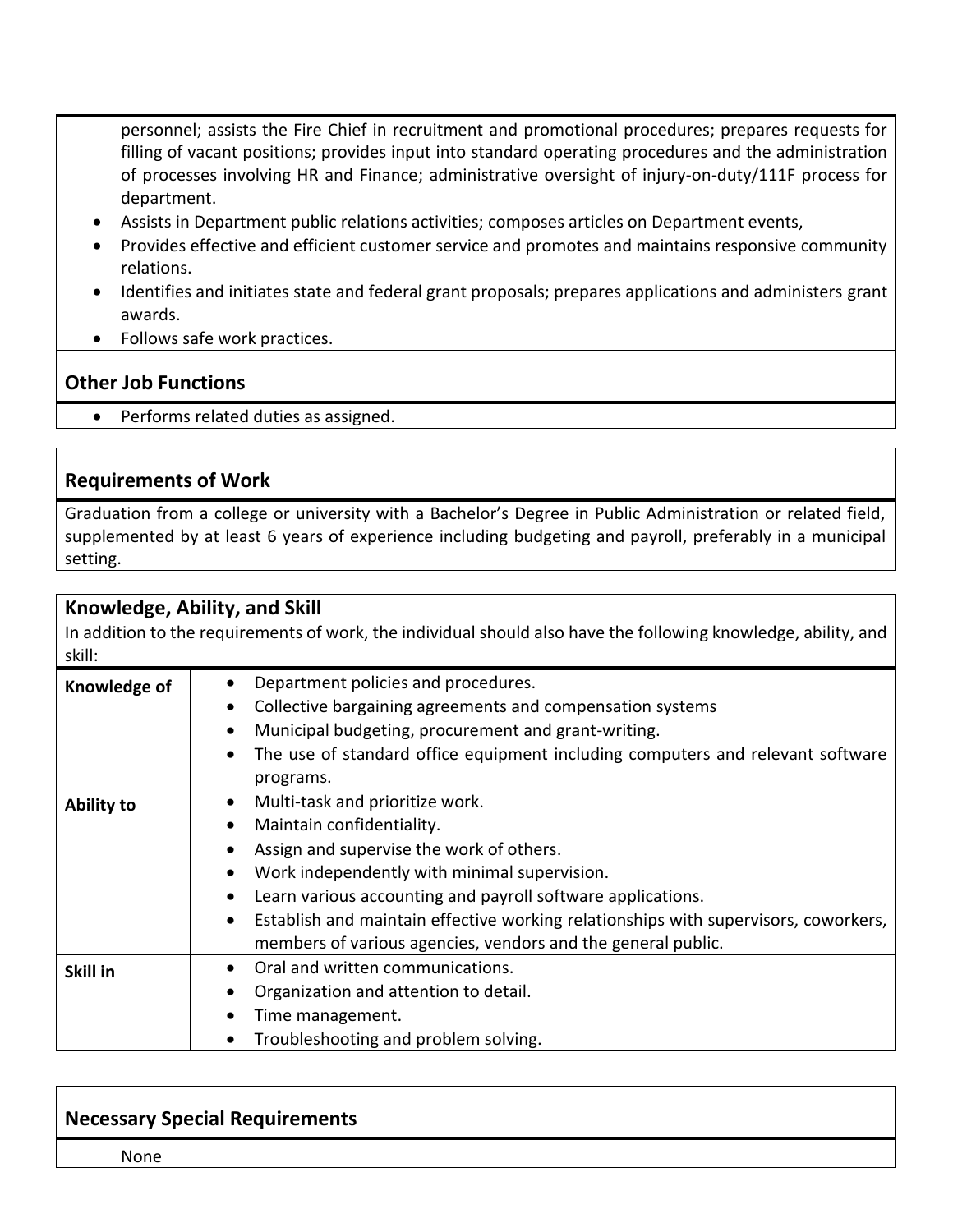personnel; assists the Fire Chief in recruitment and promotional procedures; prepares requests for filling of vacant positions; provides input into standard operating procedures and the administration of processes involving HR and Finance; administrative oversight of injury-on-duty/111F process for department.

- Assists in Department public relations activities; composes articles on Department events,
- Provides effective and efficient customer service and promotes and maintains responsive community relations.
- Identifies and initiates state and federal grant proposals; prepares applications and administers grant awards.
- Follows safe work practices.

## Other Job Functions

- Performs related duties as assigned.

## Requirements of Work

Graduation from a college or university with a Bachelor's Degree in Public Administration or related field, supplemented by at least 6 years of experience including budgeting and payroll, preferably in a municipal setting.

## Knowledge, Ability, and Skill

In addition to the requirements of work, the individual should also have the following knowledge, ability, and skill:

| | |
|---|---|
| **Knowledge of** | • Department policies and procedures.<br>• Collective bargaining agreements and compensation systems<br>• Municipal budgeting, procurement and grant-writing.<br>• The use of standard office equipment including computers and relevant software programs. |
| **Ability to** | • Multi-task and prioritize work.<br>• Maintain confidentiality.<br>• Assign and supervise the work of others.<br>• Work independently with minimal supervision.<br>• Learn various accounting and payroll software applications.<br>• Establish and maintain effective working relationships with supervisors, coworkers, members of various agencies, vendors and the general public. |
| **Skill in** | • Oral and written communications.<br>• Organization and attention to detail.<br>• Time management.<br>• Troubleshooting and problem solving. |

## Necessary Special Requirements

None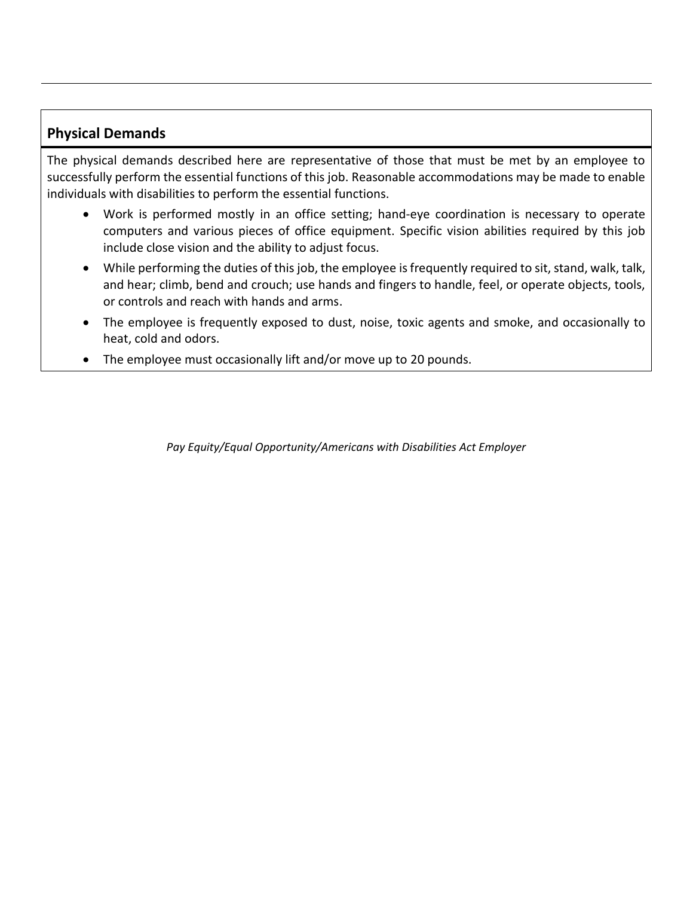## Physical Demands

The physical demands described here are representative of those that must be met by an employee to successfully perform the essential functions of this job. Reasonable accommodations may be made to enable individuals with disabilities to perform the essential functions.

- Work is performed mostly in an office setting; hand-eye coordination is necessary to operate computers and various pieces of office equipment. Specific vision abilities required by this job include close vision and the ability to adjust focus.
- While performing the duties of this job, the employee is frequently required to sit, stand, walk, talk, and hear; climb, bend and crouch; use hands and fingers to handle, feel, or operate objects, tools, or controls and reach with hands and arms.
- The employee is frequently exposed to dust, noise, toxic agents and smoke, and occasionally to heat, cold and odors.
- The employee must occasionally lift and/or move up to 20 pounds.

*Pay Equity/Equal Opportunity/Americans with Disabilities Act Employer*